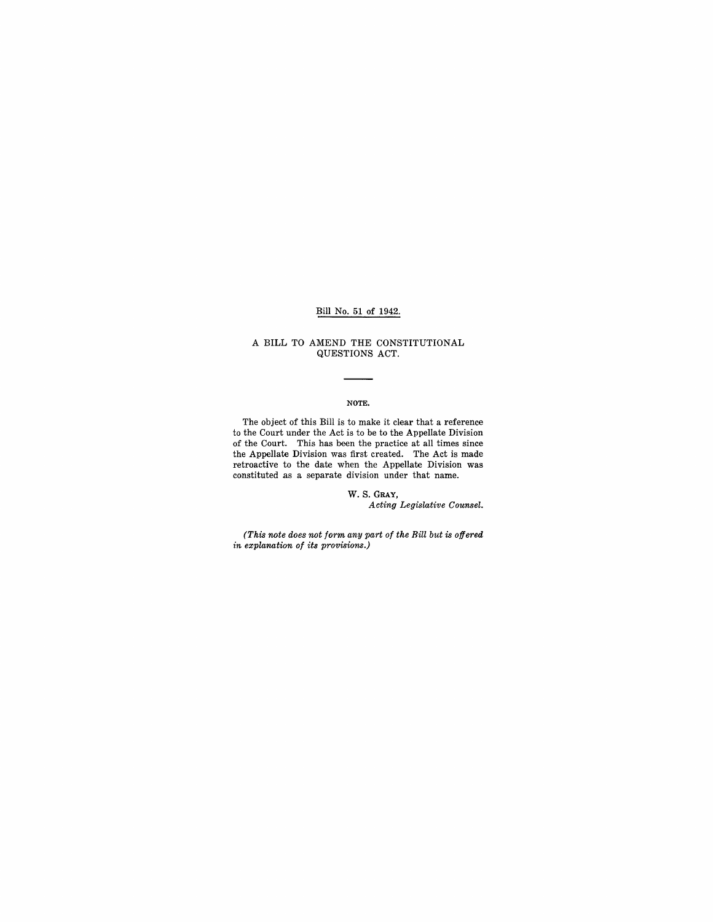Bill No. 51 of 1942.

# A BILL TO AMEND THE CONSTITUTIONAL QUESTIONS ACT.

## NOTE.

The object of this Bill is to make it clear that a reference to the Court under the Act is to be to the Appellate Division of the Court. This has been the practice at all times since the Appellate Division was first created. The Act is made retroactive to the date when the Appellate Division was constituted as a separate division under that name.

W. S. GRAY,
*Acting Legislative Counsel.*

*(This note does not form any part of the Bill but is offered in explanation of its provisions.)*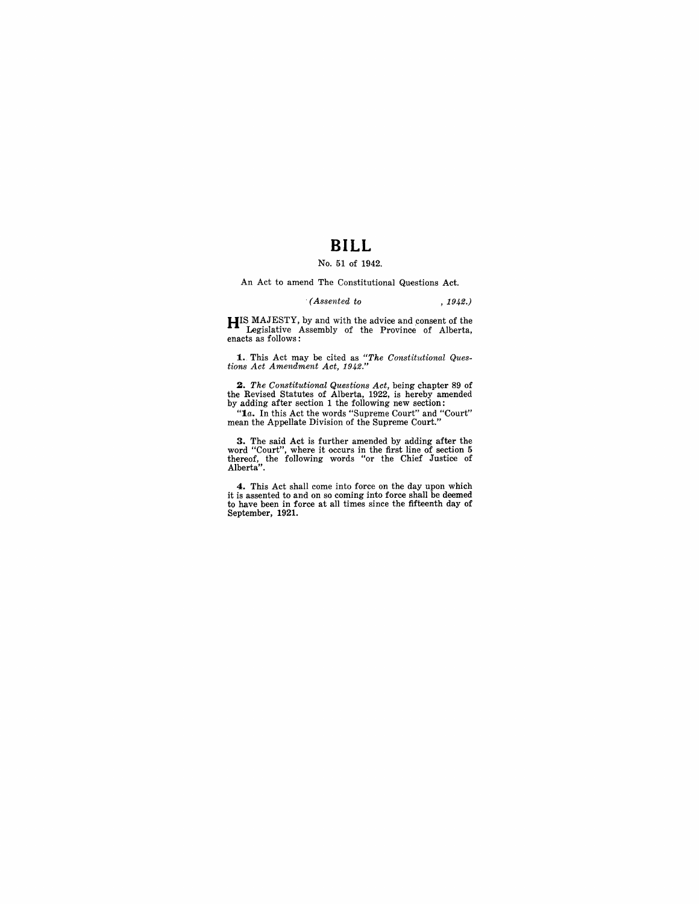# BILL

No. 51 of 1942.

An Act to amend The Constitutional Questions Act.

*(Assented to , 1942.)*

HIS MAJESTY, by and with the advice and consent of the Legislative Assembly of the Province of Alberta, enacts as follows:

**1.** This Act may be cited as *"The Constitutional Questions Act Amendment Act, 1942."*

**2.** *The Constitutional Questions Act,* being chapter 89 of the Revised Statutes of Alberta, 1922, is hereby amended by adding after section 1 the following new section:

"**1a.** In this Act the words "Supreme Court" and "Court" mean the Appellate Division of the Supreme Court."

**3.** The said Act is further amended by adding after the word "Court", where it occurs in the first line of section 5 thereof, the following words "or the Chief Justice of Alberta".

**4.** This Act shall come into force on the day upon which it is assented to and on so coming into force shall be deemed to have been in force at all times since the fifteenth day of September, 1921.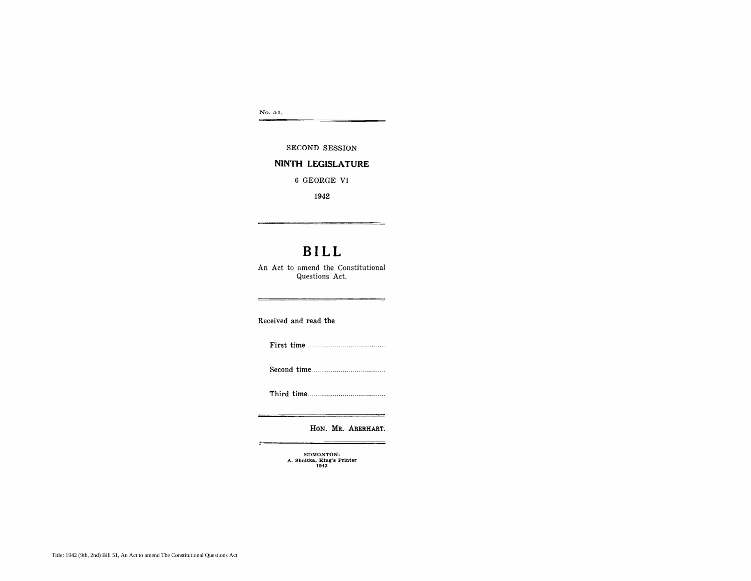No. 51.

SECOND SESSION

NINTH LEGISLATURE

6 GEORGE VI

1942

# BILL

An Act to amend the Constitutional Questions Act.

Received and read the

First time ........................................

Second time ......................................

Third time ........................................

HON. MR. ABERHART.

EDMONTON:
A. Shnitka, King's Printer
1942

Title: 1942 (9th, 2nd) Bill 51, An Act to amend The Constitutional Questions Act